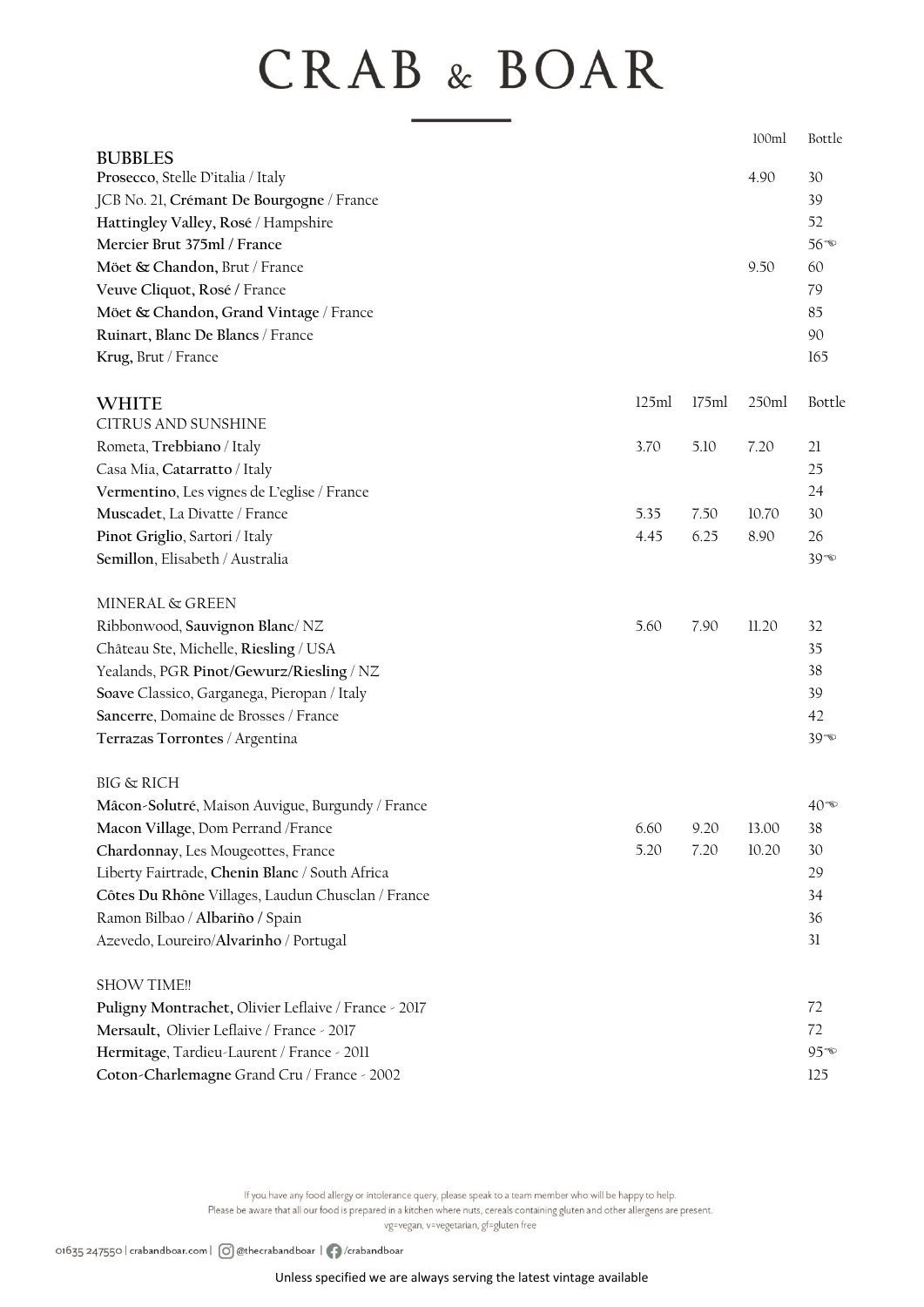# CRAB & BOAR

| BUBBLES | 100ml | Bottle |
|---|---|---|
| **Prosecco**, Stelle D'italia / Italy | 4.90 | 30 |
| JCB No. 21, **Crémant De Bourgogne** / France | | 39 |
| **Hattingley Valley, Rosé** / Hampshire | | 52 |
| **Mercier Brut 375ml / France** | | 56☜ |
| **Möet & Chandon,** Brut / France | 9.50 | 60 |
| **Veuve Cliquot, Rosé** / France | | 79 |
| **Möet & Chandon, Grand Vintage** / France | | 85 |
| **Ruinart, Blanc De Blancs** / France | | 90 |
| **Krug,** Brut / France | | 165 |

| WHITE | 125ml | 175ml | 250ml | Bottle |
|---|---|---|---|---|
| CITRUS AND SUNSHINE | | | | |
| Rometa, **Trebbiano** / Italy | 3.70 | 5.10 | 7.20 | 21 |
| Casa Mia, **Catarratto** / Italy | | | | 25 |
| **Vermentino**, Les vignes de L'eglise / France | | | | 24 |
| **Muscadet**, La Divatte / France | 5.35 | 7.50 | 10.70 | 30 |
| **Pinot Griglio**, Sartori / Italy | 4.45 | 6.25 | 8.90 | 26 |
| **Semillon**, Elisabeth / Australia | | | | 39☜ |
| MINERAL & GREEN | | | | |
| Ribbonwood, **Sauvignon Blanc**/ NZ | 5.60 | 7.90 | 11.20 | 32 |
| Château Ste, Michelle, **Riesling** / USA | | | | 35 |
| Yealands, PGR **Pinot/Gewurz/Riesling** / NZ | | | | 38 |
| **Soave** Classico, Garganega, Pieropan / Italy | | | | 39 |
| **Sancerre**, Domaine de Brosses / France | | | | 42 |
| **Terrazas Torrontes** / Argentina | | | | 39☜ |
| BIG & RICH | | | | |
| **Mâcon-Solutré**, Maison Auvigue, Burgundy / France | | | | 40☜ |
| **Macon Village**, Dom Perrand /France | 6.60 | 9.20 | 13.00 | 38 |
| **Chardonnay**, Les Mougeottes, France | 5.20 | 7.20 | 10.20 | 30 |
| Liberty Fairtrade, **Chenin Blanc** / South Africa | | | | 29 |
| **Côtes Du Rhône** Villages, Laudun Chusclan / France | | | | 34 |
| Ramon Bilbao / **Albariño /** Spain | | | | 36 |
| Azevedo, Loureiro/**Alvarinho** / Portugal | | | | 31 |
| SHOW TIME!! | | | | |
| **Puligny Montrachet,** Olivier Leflaive / France - 2017 | | | | 72 |
| **Mersault,** Olivier Leflaive / France - 2017 | | | | 72 |
| **Hermitage**, Tardieu-Laurent / France - 2011 | | | | 95☜ |
| **Coton-Charlemagne** Grand Cru / France - 2002 | | | | 125 |

If you have any food allergy or intolerance query, please speak to a team member who will be happy to help.
Please be aware that all our food is prepared in a kitchen where nuts, cereals containing gluten and other allergens are present.
vg=vegan, v=vegetarian, gf=gluten free

01635 247550 | crabandboar.com | @thecrabandboar | /crabandboar

Unless specified we are always serving the latest vintage available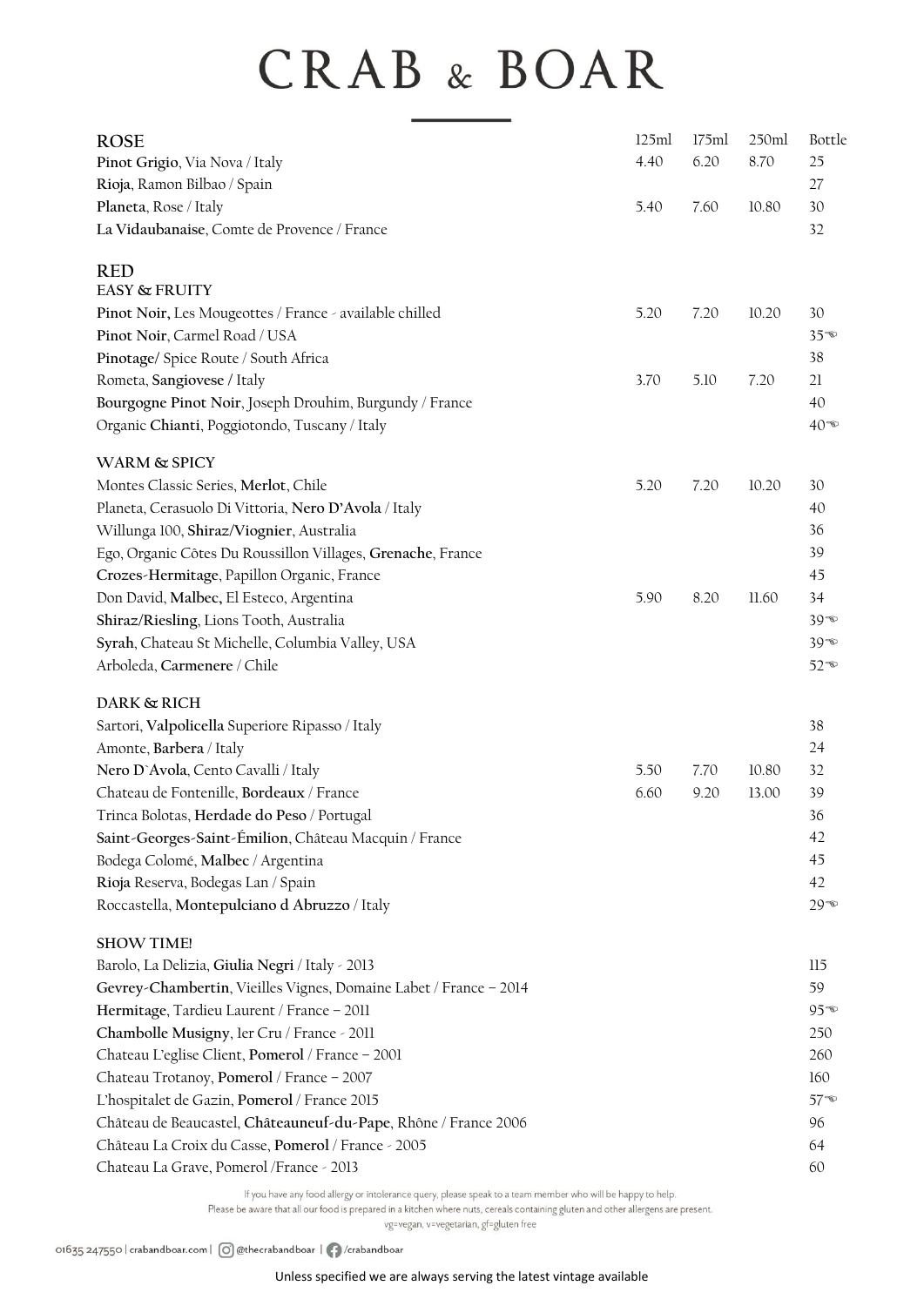# CRAB & BOAR

| | 125ml | 175ml | 250ml | Bottle |
|---|---|---|---|---|
| **ROSE** | | | | |
| **Pinot Grigio**, Via Nova / Italy | 4.40 | 6.20 | 8.70 | 25 |
| **Rioja**, Ramon Bilbao / Spain | | | | 27 |
| **Planeta**, Rose / Italy | 5.40 | 7.60 | 10.80 | 30 |
| **La Vidaubanaise**, Comte de Provence / France | | | | 32 |
| **RED** | | | | |
| **EASY & FRUITY** | | | | |
| **Pinot Noir,** Les Mougeottes / France - available chilled | 5.20 | 7.20 | 10.20 | 30 |
| **Pinot Noir**, Carmel Road / USA | | | | 35 |
| **Pinotage/** Spice Route / South Africa | | | | 38 |
| Rometa, **Sangiovese /** Italy | 3.70 | 5.10 | 7.20 | 21 |
| **Bourgogne Pinot Noir**, Joseph Drouhim, Burgundy / France | | | | 40 |
| Organic **Chianti**, Poggiotondo, Tuscany / Italy | | | | 40 |
| **WARM & SPICY** | | | | |
| Montes Classic Series, **Merlot**, Chile | 5.20 | 7.20 | 10.20 | 30 |
| Planeta, Cerasuolo Di Vittoria, **Nero D'Avola** / Italy | | | | 40 |
| Willunga 100, **Shiraz/Viognier**, Australia | | | | 36 |
| Ego, Organic Côtes Du Roussillon Villages, **Grenache**, France | | | | 39 |
| **Crozes-Hermitage**, Papillon Organic, France | | | | 45 |
| Don David, **Malbec,** El Esteco, Argentina | 5.90 | 8.20 | 11.60 | 34 |
| **Shiraz/Riesling**, Lions Tooth, Australia | | | | 39 |
| **Syrah**, Chateau St Michelle, Columbia Valley, USA | | | | 39 |
| Arboleda, **Carmenere** / Chile | | | | 52 |
| **DARK & RICH** | | | | |
| Sartori, **Valpolicella** Superiore Ripasso / Italy | | | | 38 |
| Amonte, **Barbera** / Italy | | | | 24 |
| **Nero D`Avola**, Cento Cavalli / Italy | 5.50 | 7.70 | 10.80 | 32 |
| Chateau de Fontenille, **Bordeaux** / France | 6.60 | 9.20 | 13.00 | 39 |
| Trinca Bolotas, **Herdade do Peso** / Portugal | | | | 36 |
| **Saint-Georges-Saint-Émilion**, Château Macquin / France | | | | 42 |
| Bodega Colomé, **Malbec** / Argentina | | | | 45 |
| **Rioja** Reserva, Bodegas Lan / Spain | | | | 42 |
| Roccastella, **Montepulciano d Abruzzo** / Italy | | | | 29 |
| **SHOW TIME!** | | | | |
| Barolo, La Delizia, **Giulia Negri** / Italy - 2013 | | | | 115 |
| **Gevrey-Chambertin**, Vieilles Vignes, Domaine Labet / France – 2014 | | | | 59 |
| **Hermitage**, Tardieu Laurent / France – 2011 | | | | 95 |
| **Chambolle Musigny**, 1er Cru / France - 2011 | | | | 250 |
| Chateau L'eglise Client, **Pomerol** / France – 2001 | | | | 260 |
| Chateau Trotanoy, **Pomerol** / France – 2007 | | | | 160 |
| L'hospitalet de Gazin, **Pomerol** / France 2015 | | | | 57 |
| Château de Beaucastel, **Châteauneuf-du-Pape**, Rhône / France 2006 | | | | 96 |
| Château La Croix du Casse, **Pomerol** / France - 2005 | | | | 64 |
| Chateau La Grave, Pomerol /France - 2013 | | | | 60 |

If you have any food allergy or intolerance query, please speak to a team member who will be happy to help.
Please be aware that all our food is prepared in a kitchen where nuts, cereals containing gluten and other allergens are present.
vg=vegan, v=vegetarian, gf=gluten free

01635 247550 | crabandboar.com | @thecrabandboar | /crabandboar

Unless specified we are always serving the latest vintage available